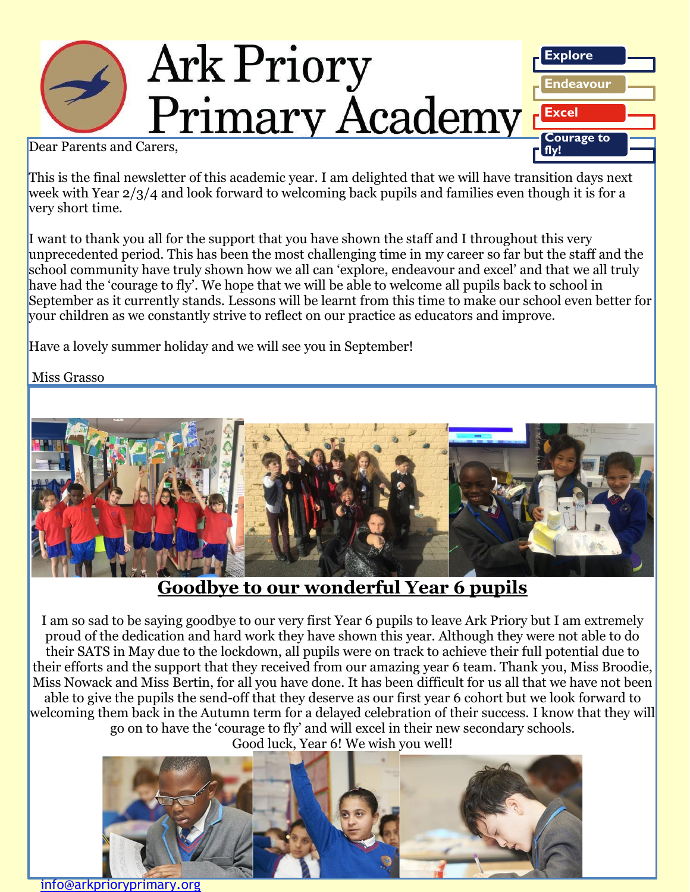# Ark Priory Primary Academy

Explore
Endeavour
Excel
Courage to fly!

Dear Parents and Carers,

This is the final newsletter of this academic year. I am delighted that we will have transition days next week with Year 2/3/4 and look forward to welcoming back pupils and families even though it is for a very short time.

I want to thank you all for the support that you have shown the staff and I throughout this very unprecedented period. This has been the most challenging time in my career so far but the staff and the school community have truly shown how we all can 'explore, endeavour and excel' and that we all truly have had the 'courage to fly'. We hope that we will be able to welcome all pupils back to school in September as it currently stands. Lessons will be learnt from this time to make our school even better for your children as we constantly strive to reflect on our practice as educators and improve.

Have a lovely summer holiday and we will see you in September!

Miss Grasso

## Goodbye to our wonderful Year 6 pupils

I am so sad to be saying goodbye to our very first Year 6 pupils to leave Ark Priory but I am extremely proud of the dedication and hard work they have shown this year. Although they were not able to do their SATS in May due to the lockdown, all pupils were on track to achieve their full potential due to their efforts and the support that they received from our amazing year 6 team. Thank you, Miss Broodie, Miss Nowack and Miss Bertin, for all you have done. It has been difficult for us all that we have not been able to give the pupils the send-off that they deserve as our first year 6 cohort but we look forward to welcoming them back in the Autumn term for a delayed celebration of their success. I know that they will go on to have the 'courage to fly' and will excel in their new secondary schools.

Good luck, Year 6! We wish you well!

info@arkprioryprimary.org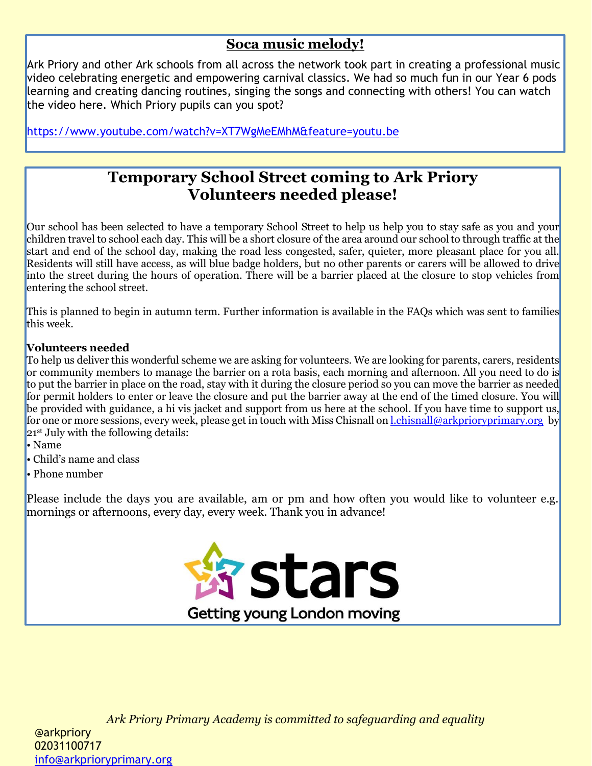## Soca music melody!

Ark Priory and other Ark schools from all across the network took part in creating a professional music video celebrating energetic and empowering carnival classics. We had so much fun in our Year 6 pods learning and creating dancing routines, singing the songs and connecting with others! You can watch the video here. Which Priory pupils can you spot?

https://www.youtube.com/watch?v=XT7WgMeEMhM&feature=youtu.be

## Temporary School Street coming to Ark Priory
## Volunteers needed please!

Our school has been selected to have a temporary School Street to help us help you to stay safe as you and your children travel to school each day. This will be a short closure of the area around our school to through traffic at the start and end of the school day, making the road less congested, safer, quieter, more pleasant place for you all. Residents will still have access, as will blue badge holders, but no other parents or carers will be allowed to drive into the street during the hours of operation. There will be a barrier placed at the closure to stop vehicles from entering the school street.

This is planned to begin in autumn term. Further information is available in the FAQs which was sent to families this week.

**Volunteers needed**

To help us deliver this wonderful scheme we are asking for volunteers. We are looking for parents, carers, residents or community members to manage the barrier on a rota basis, each morning and afternoon. All you need to do is to put the barrier in place on the road, stay with it during the closure period so you can move the barrier as needed for permit holders to enter or leave the closure and put the barrier away at the end of the timed closure. You will be provided with guidance, a hi vis jacket and support from us here at the school. If you have time to support us, for one or more sessions, every week, please get in touch with Miss Chisnall on l.chisnall@arkprioryprimary.org by 21st July with the following details:

- Name
- Child's name and class
- Phone number

Please include the days you are available, am or pm and how often you would like to volunteer e.g. mornings or afternoons, every day, every week. Thank you in advance!

stars
Getting young London moving

*Ark Priory Primary Academy is committed to safeguarding and equality*

@arkpriory
02031100717
info@arkprioryprimary.org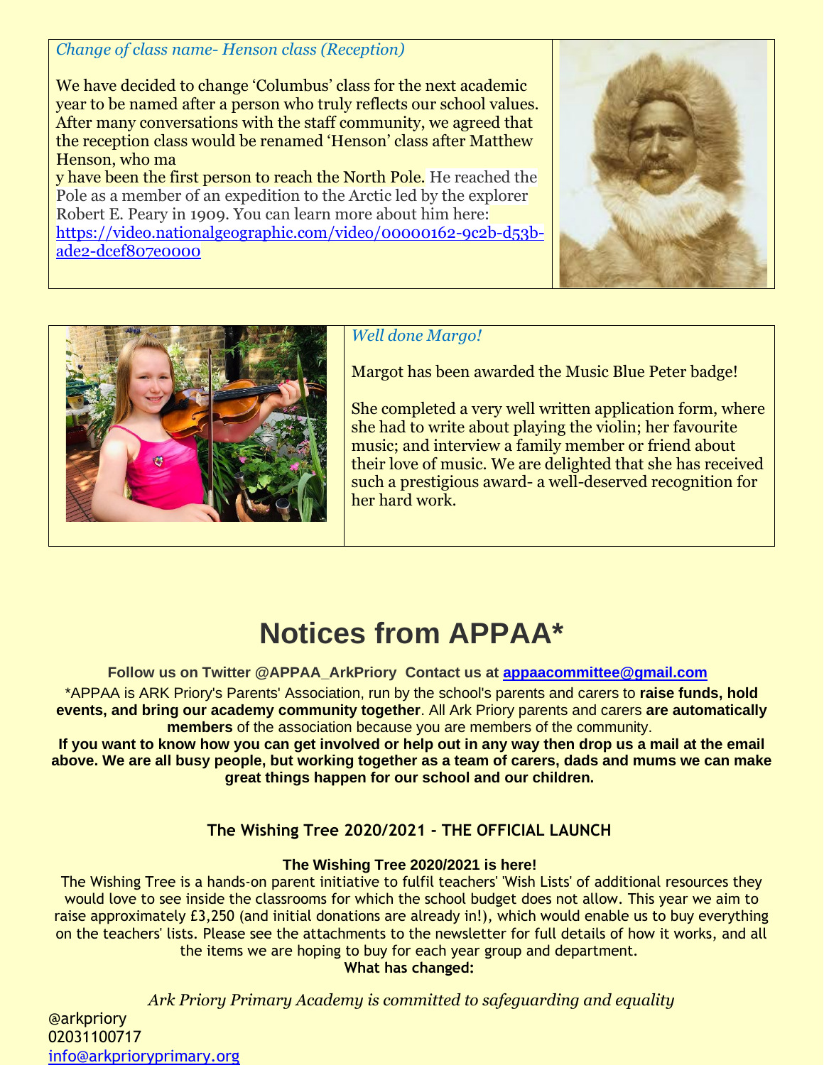*Change of class name- Henson class (Reception)*

We have decided to change 'Columbus' class for the next academic year to be named after a person who truly reflects our school values. After many conversations with the staff community, we agreed that the reception class would be renamed 'Henson' class after Matthew Henson, who may have been the first person to reach the North Pole. He reached the Pole as a member of an expedition to the Arctic led by the explorer Robert E. Peary in 1909. You can learn more about him here: https://video.nationalgeographic.com/video/00000162-9c2b-d53b-ade2-dcef807e0000

*Well done Margo!*

Margot has been awarded the Music Blue Peter badge!

She completed a very well written application form, where she had to write about playing the violin; her favourite music; and interview a family member or friend about their love of music. We are delighted that she has received such a prestigious award- a well-deserved recognition for her hard work.

# Notices from APPAA*

**Follow us on Twitter @APPAA_ArkPriory Contact us at appaacommittee@gmail.com**

*APPAA is ARK Priory's Parents' Association, run by the school's parents and carers to **raise funds, hold events, and bring our academy community together**. All Ark Priory parents and carers **are automatically members** of the association because you are members of the community.

**If you want to know how you can get involved or help out in any way then drop us a mail at the email above. We are all busy people, but working together as a team of carers, dads and mums we can make great things happen for our school and our children.**

### The Wishing Tree 2020/2021 - THE OFFICIAL LAUNCH

**The Wishing Tree 2020/2021 is here!**

The Wishing Tree is a hands-on parent initiative to fulfil teachers' 'Wish Lists' of additional resources they would love to see inside the classrooms for which the school budget does not allow. This year we aim to raise approximately £3,250 (and initial donations are already in!), which would enable us to buy everything on the teachers' lists. Please see the attachments to the newsletter for full details of how it works, and all the items we are hoping to buy for each year group and department.

**What has changed:**

*Ark Priory Primary Academy is committed to safeguarding and equality*

@arkpriory
02031100717
info@arkprioryprimary.org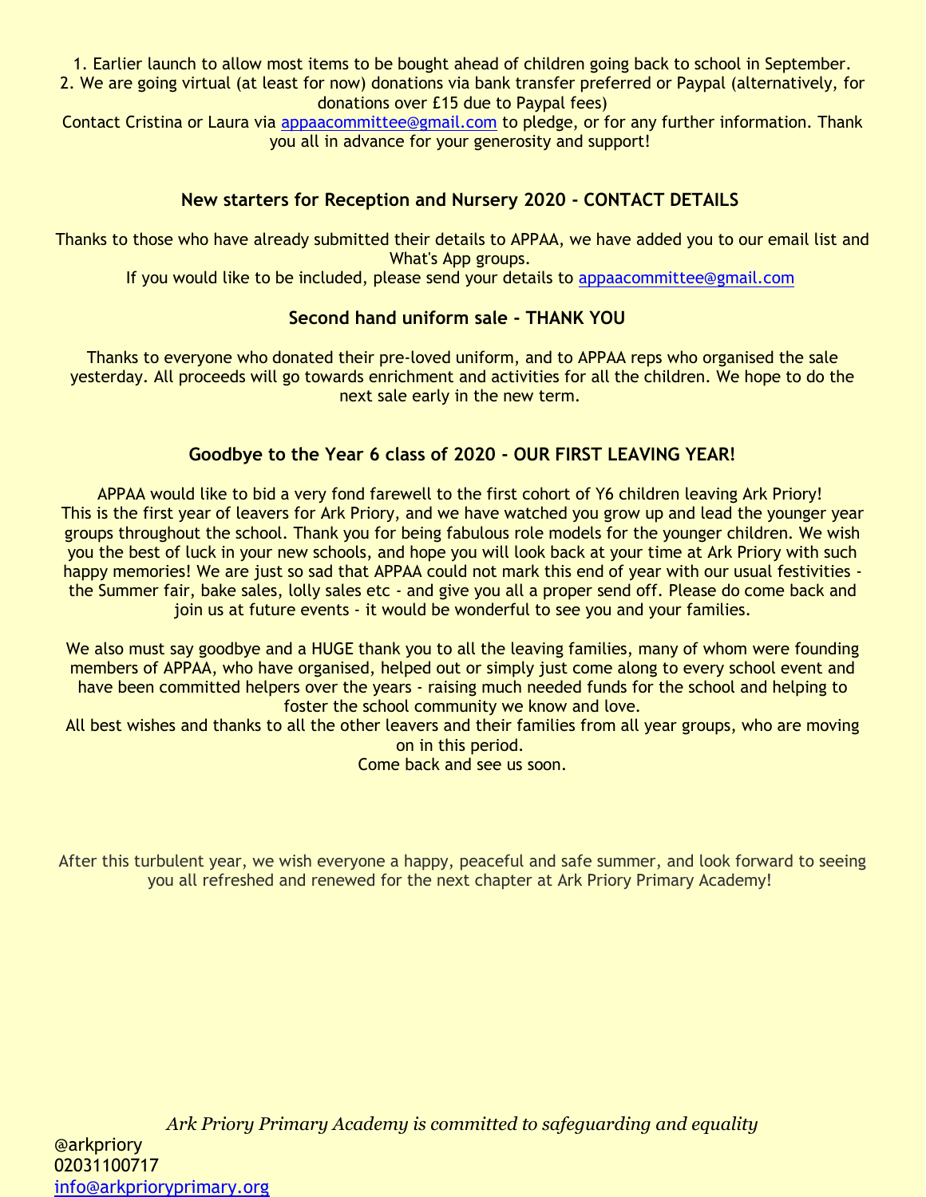1. Earlier launch to allow most items to be bought ahead of children going back to school in September.
2. We are going virtual (at least for now) donations via bank transfer preferred or Paypal (alternatively, for donations over £15 due to Paypal fees)

Contact Cristina or Laura via appaacommittee@gmail.com to pledge, or for any further information. Thank you all in advance for your generosity and support!

### New starters for Reception and Nursery 2020 - CONTACT DETAILS

Thanks to those who have already submitted their details to APPAA, we have added you to our email list and What's App groups.
If you would like to be included, please send your details to appaacommittee@gmail.com

### Second hand uniform sale - THANK YOU

Thanks to everyone who donated their pre-loved uniform, and to APPAA reps who organised the sale yesterday. All proceeds will go towards enrichment and activities for all the children. We hope to do the next sale early in the new term.

### Goodbye to the Year 6 class of 2020 - OUR FIRST LEAVING YEAR!

APPAA would like to bid a very fond farewell to the first cohort of Y6 children leaving Ark Priory! This is the first year of leavers for Ark Priory, and we have watched you grow up and lead the younger year groups throughout the school. Thank you for being fabulous role models for the younger children. We wish you the best of luck in your new schools, and hope you will look back at your time at Ark Priory with such happy memories! We are just so sad that APPAA could not mark this end of year with our usual festivities - the Summer fair, bake sales, lolly sales etc - and give you all a proper send off. Please do come back and join us at future events - it would be wonderful to see you and your families.

We also must say goodbye and a HUGE thank you to all the leaving families, many of whom were founding members of APPAA, who have organised, helped out or simply just come along to every school event and have been committed helpers over the years - raising much needed funds for the school and helping to foster the school community we know and love.
All best wishes and thanks to all the other leavers and their families from all year groups, who are moving on in this period.
Come back and see us soon.

After this turbulent year, we wish everyone a happy, peaceful and safe summer, and look forward to seeing you all refreshed and renewed for the next chapter at Ark Priory Primary Academy!

*Ark Priory Primary Academy is committed to safeguarding and equality*

@arkpriory
02031100717
info@arkprioryprimary.org